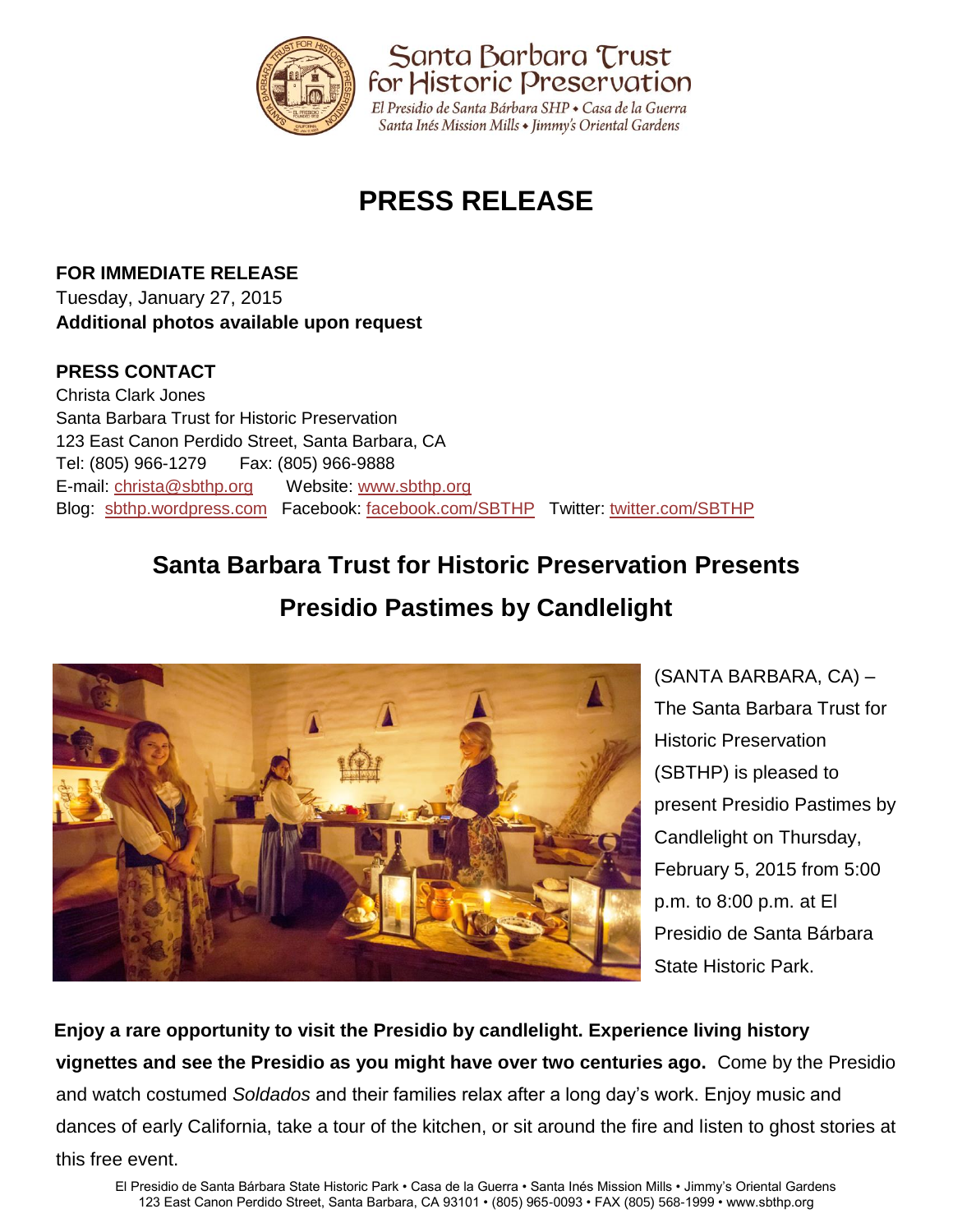Santa Barbara Trust for Historic Preservation

El Presidio de Santa Bárbara SHP • Casa de la Guerra
Santa Inés Mission Mills • Jimmy's Oriental Gardens

# PRESS RELEASE

**FOR IMMEDIATE RELEASE**
Tuesday, January 27, 2015
**Additional photos available upon request**

**PRESS CONTACT**
Christa Clark Jones
Santa Barbara Trust for Historic Preservation
123 East Canon Perdido Street, Santa Barbara, CA
Tel: (805) 966-1279 Fax: (805) 966-9888
E-mail: christa@sbthp.org Website: www.sbthp.org
Blog: sbthp.wordpress.com Facebook: facebook.com/SBTHP Twitter: twitter.com/SBTHP

## Santa Barbara Trust for Historic Preservation Presents Presidio Pastimes by Candlelight

(SANTA BARBARA, CA) – The Santa Barbara Trust for Historic Preservation (SBTHP) is pleased to present Presidio Pastimes by Candlelight on Thursday, February 5, 2015 from 5:00 p.m. to 8:00 p.m. at El Presidio de Santa Bárbara State Historic Park.

**Enjoy a rare opportunity to visit the Presidio by candlelight. Experience living history vignettes and see the Presidio as you might have over two centuries ago.** Come by the Presidio and watch costumed *Soldados* and their families relax after a long day's work. Enjoy music and dances of early California, take a tour of the kitchen, or sit around the fire and listen to ghost stories at this free event.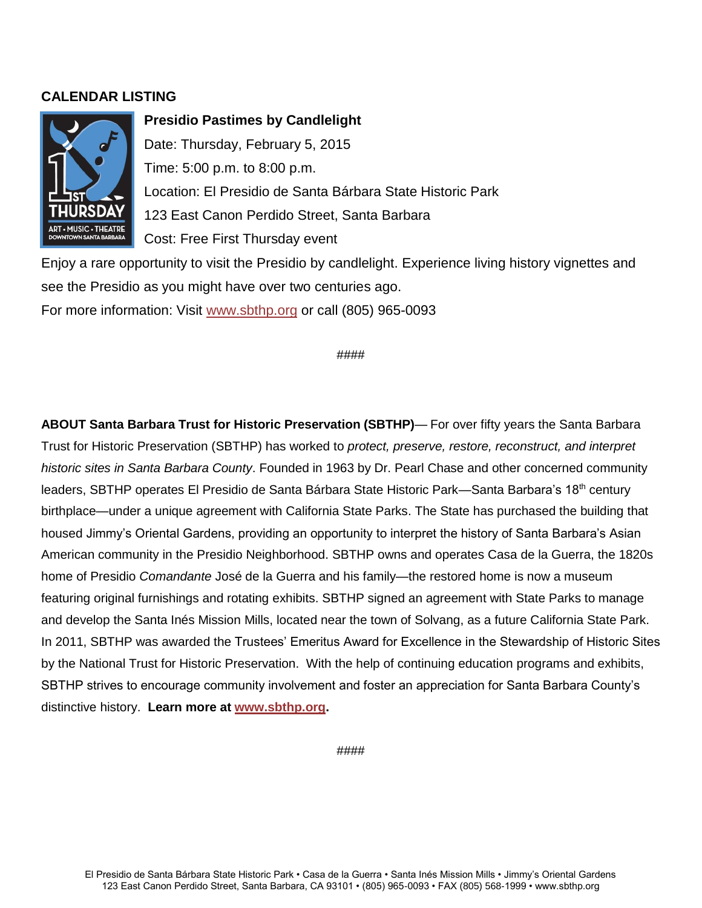**CALENDAR LISTING**

**Presidio Pastimes by Candlelight**

Date: Thursday, February 5, 2015

Time: 5:00 p.m. to 8:00 p.m.

Location: El Presidio de Santa Bárbara State Historic Park

123 East Canon Perdido Street, Santa Barbara

Cost: Free First Thursday event

Enjoy a rare opportunity to visit the Presidio by candlelight. Experience living history vignettes and see the Presidio as you might have over two centuries ago.

For more information: Visit www.sbthp.org or call (805) 965-0093

####

**ABOUT Santa Barbara Trust for Historic Preservation (SBTHP)**— For over fifty years the Santa Barbara Trust for Historic Preservation (SBTHP) has worked to *protect, preserve, restore, reconstruct, and interpret historic sites in Santa Barbara County*. Founded in 1963 by Dr. Pearl Chase and other concerned community leaders, SBTHP operates El Presidio de Santa Bárbara State Historic Park—Santa Barbara's 18th century birthplace—under a unique agreement with California State Parks. The State has purchased the building that housed Jimmy's Oriental Gardens, providing an opportunity to interpret the history of Santa Barbara's Asian American community in the Presidio Neighborhood. SBTHP owns and operates Casa de la Guerra, the 1820s home of Presidio *Comandante* José de la Guerra and his family—the restored home is now a museum featuring original furnishings and rotating exhibits. SBTHP signed an agreement with State Parks to manage and develop the Santa Inés Mission Mills, located near the town of Solvang, as a future California State Park. In 2011, SBTHP was awarded the Trustees' Emeritus Award for Excellence in the Stewardship of Historic Sites by the National Trust for Historic Preservation. With the help of continuing education programs and exhibits, SBTHP strives to encourage community involvement and foster an appreciation for Santa Barbara County's distinctive history. **Learn more at www.sbthp.org.**

####

El Presidio de Santa Bárbara State Historic Park • Casa de la Guerra • Santa Inés Mission Mills • Jimmy's Oriental Gardens
123 East Canon Perdido Street, Santa Barbara, CA 93101 • (805) 965-0093 • FAX (805) 568-1999 • www.sbthp.org